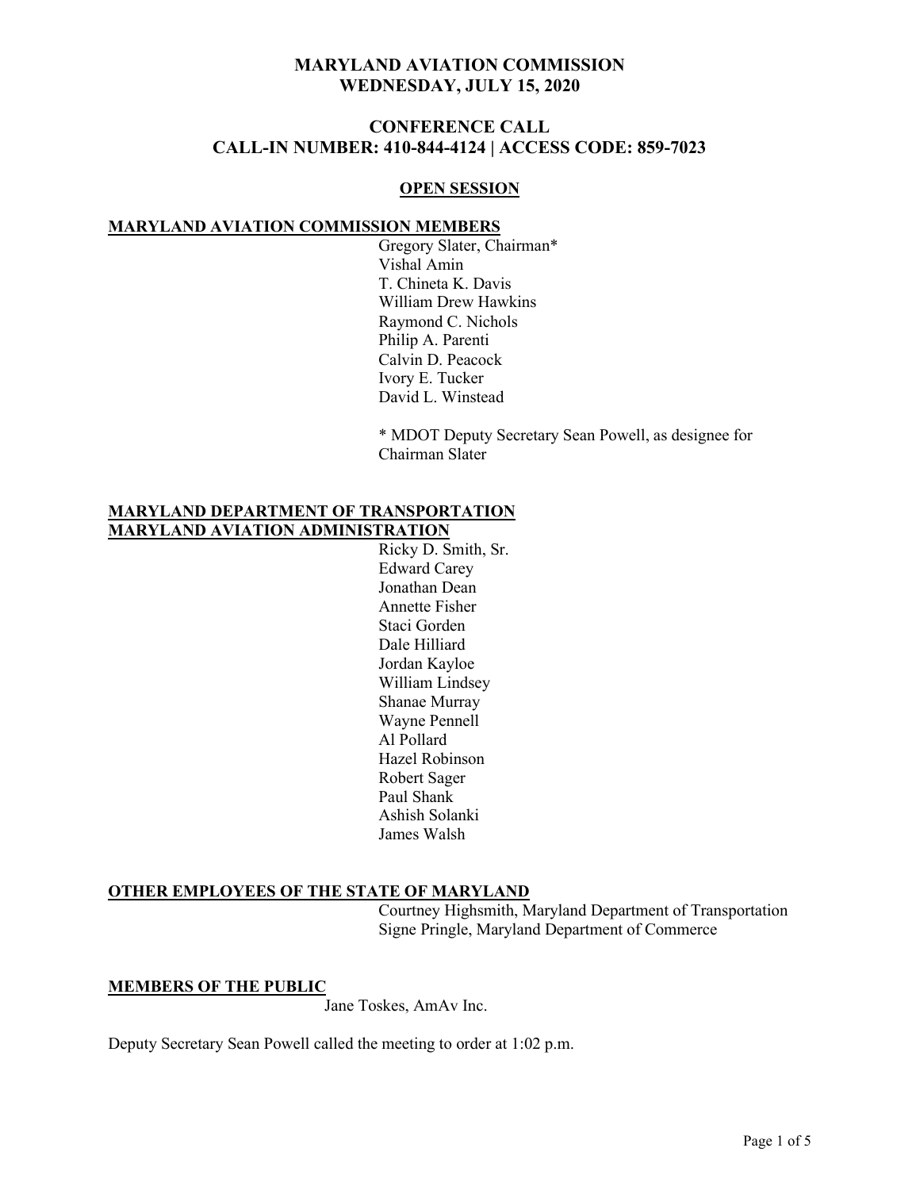# MARYLAND AVIATION COMMISSION
# WEDNESDAY, JULY 15, 2020

## CONFERENCE CALL
## CALL-IN NUMBER: 410-844-4124 | ACCESS CODE: 859-7023

**OPEN SESSION**

**MARYLAND AVIATION COMMISSION MEMBERS**

Gregory Slater, Chairman*
Vishal Amin
T. Chineta K. Davis
William Drew Hawkins
Raymond C. Nichols
Philip A. Parenti
Calvin D. Peacock
Ivory E. Tucker
David L. Winstead

\* MDOT Deputy Secretary Sean Powell, as designee for Chairman Slater

**MARYLAND DEPARTMENT OF TRANSPORTATION**
**MARYLAND AVIATION ADMINISTRATION**

Ricky D. Smith, Sr.
Edward Carey
Jonathan Dean
Annette Fisher
Staci Gorden
Dale Hilliard
Jordan Kayloe
William Lindsey
Shanae Murray
Wayne Pennell
Al Pollard
Hazel Robinson
Robert Sager
Paul Shank
Ashish Solanki
James Walsh

**OTHER EMPLOYEES OF THE STATE OF MARYLAND**

Courtney Highsmith, Maryland Department of Transportation
Signe Pringle, Maryland Department of Commerce

**MEMBERS OF THE PUBLIC**

Jane Toskes, AmAv Inc.

Deputy Secretary Sean Powell called the meeting to order at 1:02 p.m.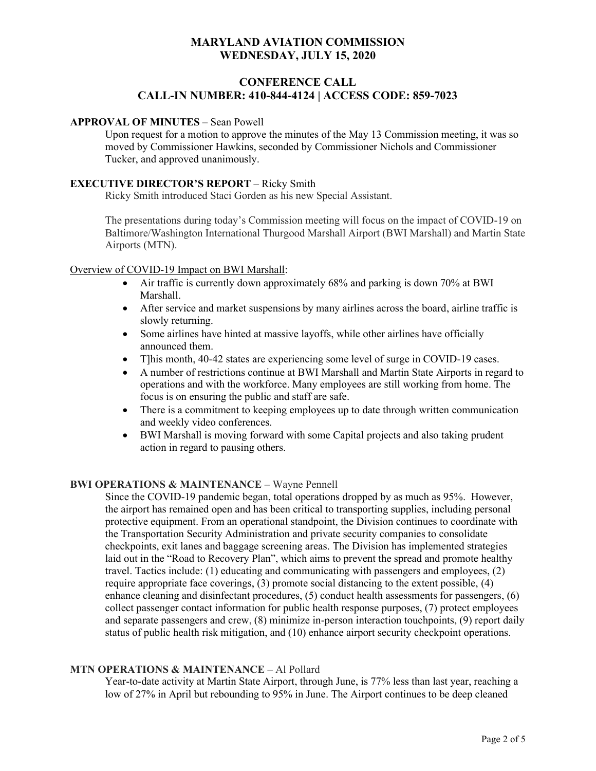# MARYLAND AVIATION COMMISSION
# WEDNESDAY, JULY 15, 2020

## CONFERENCE CALL
## CALL-IN NUMBER: 410-844-4124 | ACCESS CODE: 859-7023

**APPROVAL OF MINUTES** – Sean Powell

Upon request for a motion to approve the minutes of the May 13 Commission meeting, it was so moved by Commissioner Hawkins, seconded by Commissioner Nichols and Commissioner Tucker, and approved unanimously.

**EXECUTIVE DIRECTOR'S REPORT** – Ricky Smith

Ricky Smith introduced Staci Gorden as his new Special Assistant.

The presentations during today's Commission meeting will focus on the impact of COVID-19 on Baltimore/Washington International Thurgood Marshall Airport (BWI Marshall) and Martin State Airports (MTN).

Overview of COVID-19 Impact on BWI Marshall:

- Air traffic is currently down approximately 68% and parking is down 70% at BWI Marshall.
- After service and market suspensions by many airlines across the board, airline traffic is slowly returning.
- Some airlines have hinted at massive layoffs, while other airlines have officially announced them.
- T]his month, 40-42 states are experiencing some level of surge in COVID-19 cases.
- A number of restrictions continue at BWI Marshall and Martin State Airports in regard to operations and with the workforce. Many employees are still working from home. The focus is on ensuring the public and staff are safe.
- There is a commitment to keeping employees up to date through written communication and weekly video conferences.
- BWI Marshall is moving forward with some Capital projects and also taking prudent action in regard to pausing others.

**BWI OPERATIONS & MAINTENANCE** – Wayne Pennell

Since the COVID-19 pandemic began, total operations dropped by as much as 95%. However, the airport has remained open and has been critical to transporting supplies, including personal protective equipment. From an operational standpoint, the Division continues to coordinate with the Transportation Security Administration and private security companies to consolidate checkpoints, exit lanes and baggage screening areas. The Division has implemented strategies laid out in the "Road to Recovery Plan", which aims to prevent the spread and promote healthy travel. Tactics include: (1) educating and communicating with passengers and employees, (2) require appropriate face coverings, (3) promote social distancing to the extent possible, (4) enhance cleaning and disinfectant procedures, (5) conduct health assessments for passengers, (6) collect passenger contact information for public health response purposes, (7) protect employees and separate passengers and crew, (8) minimize in-person interaction touchpoints, (9) report daily status of public health risk mitigation, and (10) enhance airport security checkpoint operations.

**MTN OPERATIONS & MAINTENANCE** – Al Pollard

Year-to-date activity at Martin State Airport, through June, is 77% less than last year, reaching a low of 27% in April but rebounding to 95% in June. The Airport continues to be deep cleaned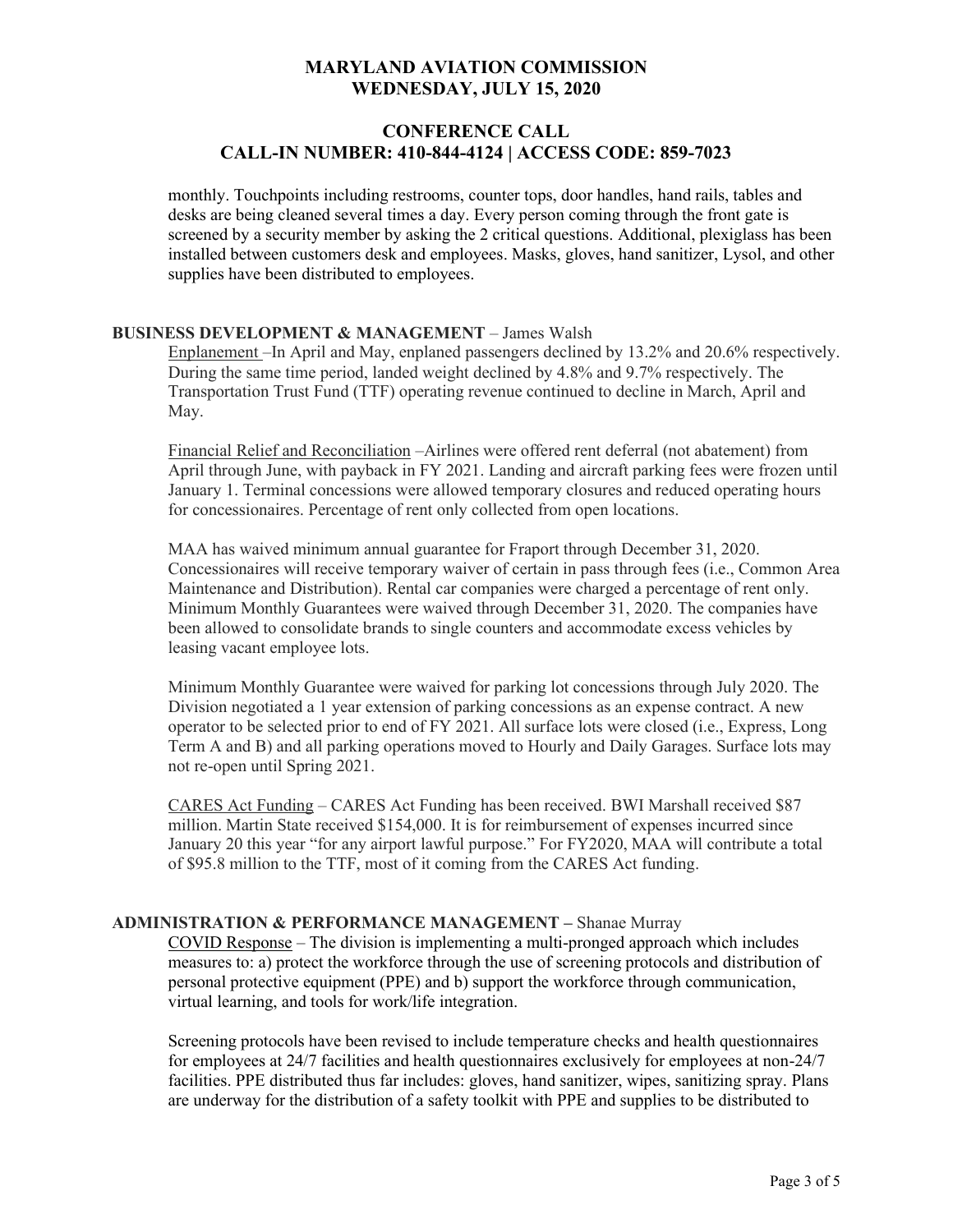monthly. Touchpoints including restrooms, counter tops, door handles, hand rails, tables and desks are being cleaned several times a day. Every person coming through the front gate is screened by a security member by asking the 2 critical questions. Additional, plexiglass has been installed between customers desk and employees. Masks, gloves, hand sanitizer, Lysol, and other supplies have been distributed to employees.

**BUSINESS DEVELOPMENT & MANAGEMENT** – James Walsh

Enplanement –In April and May, enplaned passengers declined by 13.2% and 20.6% respectively. During the same time period, landed weight declined by 4.8% and 9.7% respectively. The Transportation Trust Fund (TTF) operating revenue continued to decline in March, April and May.

Financial Relief and Reconciliation –Airlines were offered rent deferral (not abatement) from April through June, with payback in FY 2021. Landing and aircraft parking fees were frozen until January 1. Terminal concessions were allowed temporary closures and reduced operating hours for concessionaires. Percentage of rent only collected from open locations.

MAA has waived minimum annual guarantee for Fraport through December 31, 2020. Concessionaires will receive temporary waiver of certain in pass through fees (i.e., Common Area Maintenance and Distribution). Rental car companies were charged a percentage of rent only. Minimum Monthly Guarantees were waived through December 31, 2020. The companies have been allowed to consolidate brands to single counters and accommodate excess vehicles by leasing vacant employee lots.

Minimum Monthly Guarantee were waived for parking lot concessions through July 2020. The Division negotiated a 1 year extension of parking concessions as an expense contract. A new operator to be selected prior to end of FY 2021. All surface lots were closed (i.e., Express, Long Term A and B) and all parking operations moved to Hourly and Daily Garages. Surface lots may not re-open until Spring 2021.

CARES Act Funding – CARES Act Funding has been received. BWI Marshall received $87 million. Martin State received $154,000. It is for reimbursement of expenses incurred since January 20 this year "for any airport lawful purpose." For FY2020, MAA will contribute a total of $95.8 million to the TTF, most of it coming from the CARES Act funding.

**ADMINISTRATION & PERFORMANCE MANAGEMENT –** Shanae Murray

COVID Response – The division is implementing a multi-pronged approach which includes measures to: a) protect the workforce through the use of screening protocols and distribution of personal protective equipment (PPE) and b) support the workforce through communication, virtual learning, and tools for work/life integration.

Screening protocols have been revised to include temperature checks and health questionnaires for employees at 24/7 facilities and health questionnaires exclusively for employees at non-24/7 facilities. PPE distributed thus far includes: gloves, hand sanitizer, wipes, sanitizing spray. Plans are underway for the distribution of a safety toolkit with PPE and supplies to be distributed to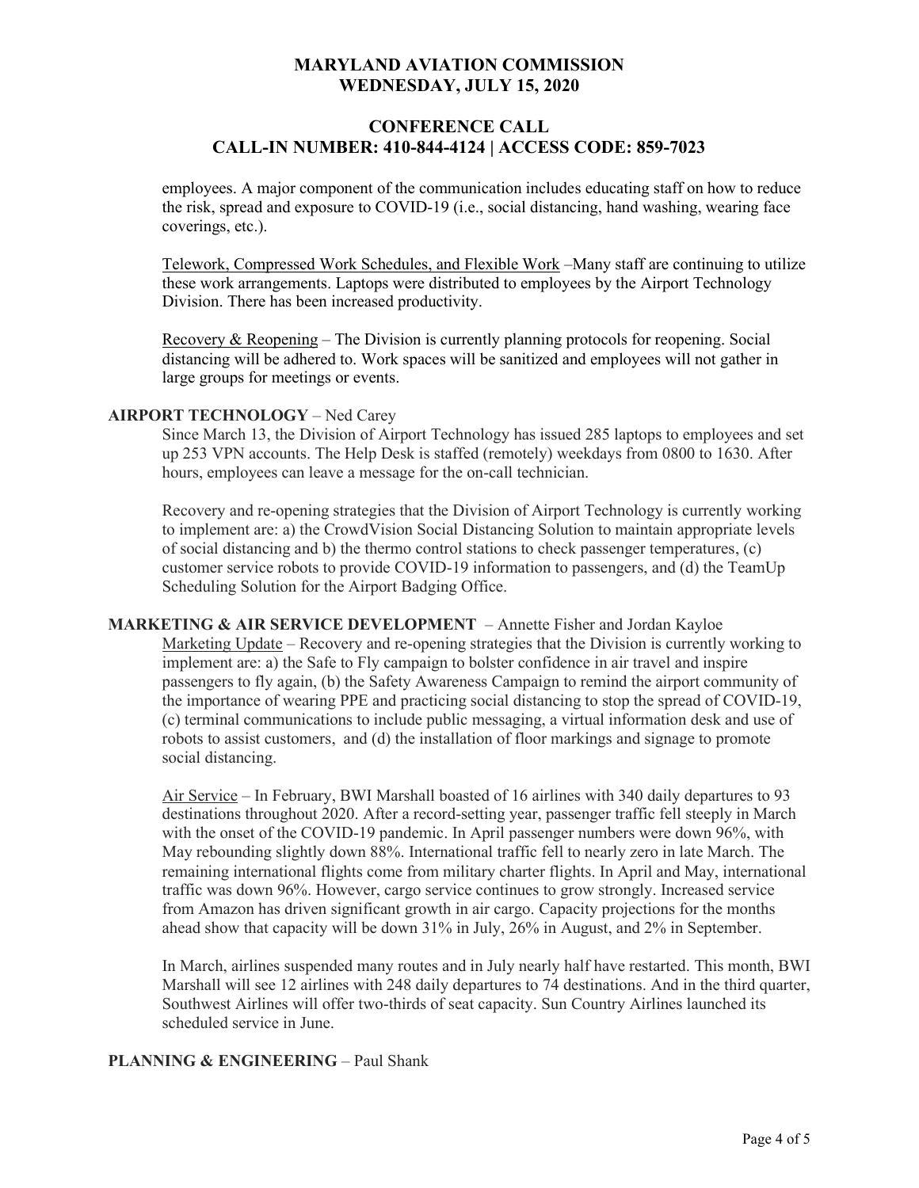employees. A major component of the communication includes educating staff on how to reduce the risk, spread and exposure to COVID-19 (i.e., social distancing, hand washing, wearing face coverings, etc.).

Telework, Compressed Work Schedules, and Flexible Work –Many staff are continuing to utilize these work arrangements. Laptops were distributed to employees by the Airport Technology Division. There has been increased productivity.

Recovery & Reopening – The Division is currently planning protocols for reopening. Social distancing will be adhered to. Work spaces will be sanitized and employees will not gather in large groups for meetings or events.

**AIRPORT TECHNOLOGY** – Ned Carey

Since March 13, the Division of Airport Technology has issued 285 laptops to employees and set up 253 VPN accounts. The Help Desk is staffed (remotely) weekdays from 0800 to 1630. After hours, employees can leave a message for the on-call technician.

Recovery and re-opening strategies that the Division of Airport Technology is currently working to implement are: a) the CrowdVision Social Distancing Solution to maintain appropriate levels of social distancing and b) the thermo control stations to check passenger temperatures, (c) customer service robots to provide COVID-19 information to passengers, and (d) the TeamUp Scheduling Solution for the Airport Badging Office.

**MARKETING & AIR SERVICE DEVELOPMENT** – Annette Fisher and Jordan Kayloe

Marketing Update – Recovery and re-opening strategies that the Division is currently working to implement are: a) the Safe to Fly campaign to bolster confidence in air travel and inspire passengers to fly again, (b) the Safety Awareness Campaign to remind the airport community of the importance of wearing PPE and practicing social distancing to stop the spread of COVID-19, (c) terminal communications to include public messaging, a virtual information desk and use of robots to assist customers, and (d) the installation of floor markings and signage to promote social distancing.

Air Service – In February, BWI Marshall boasted of 16 airlines with 340 daily departures to 93 destinations throughout 2020. After a record-setting year, passenger traffic fell steeply in March with the onset of the COVID-19 pandemic. In April passenger numbers were down 96%, with May rebounding slightly down 88%. International traffic fell to nearly zero in late March. The remaining international flights come from military charter flights. In April and May, international traffic was down 96%. However, cargo service continues to grow strongly. Increased service from Amazon has driven significant growth in air cargo. Capacity projections for the months ahead show that capacity will be down 31% in July, 26% in August, and 2% in September.

In March, airlines suspended many routes and in July nearly half have restarted. This month, BWI Marshall will see 12 airlines with 248 daily departures to 74 destinations. And in the third quarter, Southwest Airlines will offer two-thirds of seat capacity. Sun Country Airlines launched its scheduled service in June.

**PLANNING & ENGINEERING** – Paul Shank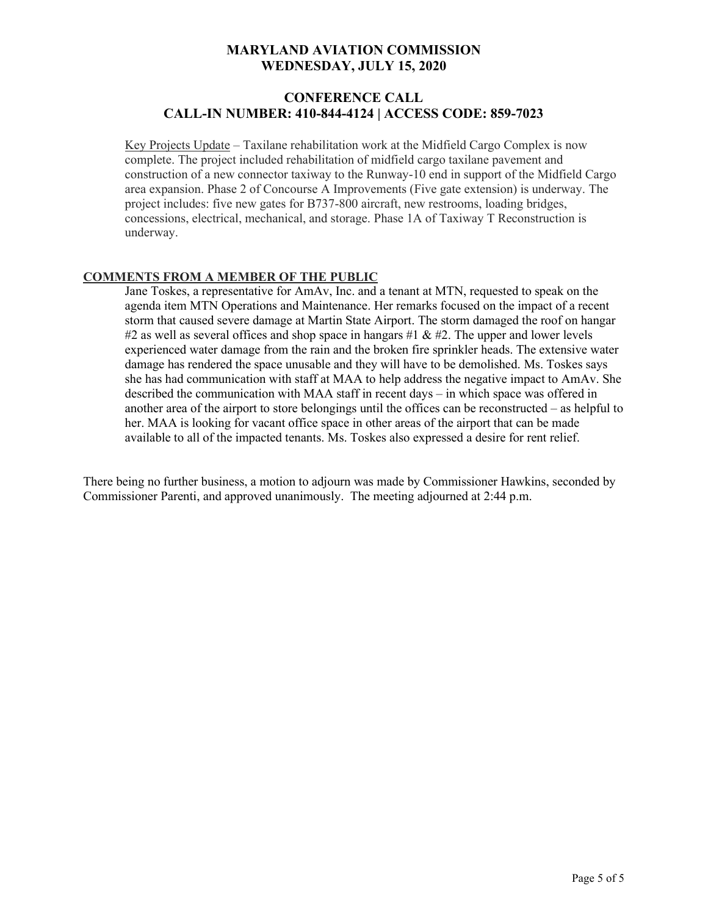Key Projects Update – Taxilane rehabilitation work at the Midfield Cargo Complex is now complete. The project included rehabilitation of midfield cargo taxilane pavement and construction of a new connector taxiway to the Runway-10 end in support of the Midfield Cargo area expansion. Phase 2 of Concourse A Improvements (Five gate extension) is underway. The project includes: five new gates for B737-800 aircraft, new restrooms, loading bridges, concessions, electrical, mechanical, and storage. Phase 1A of Taxiway T Reconstruction is underway.

## COMMENTS FROM A MEMBER OF THE PUBLIC

Jane Toskes, a representative for AmAv, Inc. and a tenant at MTN, requested to speak on the agenda item MTN Operations and Maintenance. Her remarks focused on the impact of a recent storm that caused severe damage at Martin State Airport. The storm damaged the roof on hangar #2 as well as several offices and shop space in hangars #1 & #2. The upper and lower levels experienced water damage from the rain and the broken fire sprinkler heads. The extensive water damage has rendered the space unusable and they will have to be demolished. Ms. Toskes says she has had communication with staff at MAA to help address the negative impact to AmAv. She described the communication with MAA staff in recent days – in which space was offered in another area of the airport to store belongings until the offices can be reconstructed – as helpful to her. MAA is looking for vacant office space in other areas of the airport that can be made available to all of the impacted tenants. Ms. Toskes also expressed a desire for rent relief.

There being no further business, a motion to adjourn was made by Commissioner Hawkins, seconded by Commissioner Parenti, and approved unanimously. The meeting adjourned at 2:44 p.m.